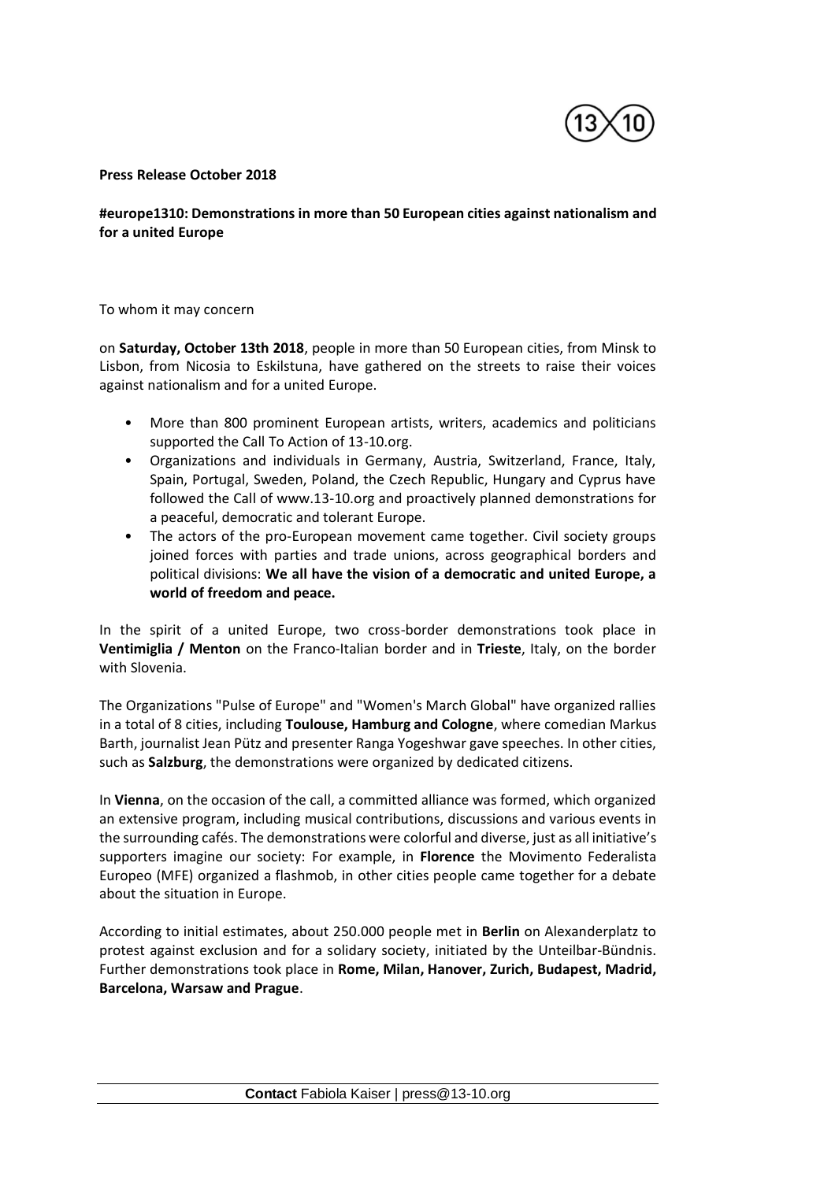**Press Release October 2018**

**#europe1310: Demonstrations in more than 50 European cities against nationalism and for a united Europe**

To whom it may concern

on **Saturday, October 13th 2018**, people in more than 50 European cities, from Minsk to Lisbon, from Nicosia to Eskilstuna, have gathered on the streets to raise their voices against nationalism and for a united Europe.

- More than 800 prominent European artists, writers, academics and politicians supported the Call To Action of 13-10.org.
- Organizations and individuals in Germany, Austria, Switzerland, France, Italy, Spain, Portugal, Sweden, Poland, the Czech Republic, Hungary and Cyprus have followed the Call of www.13-10.org and proactively planned demonstrations for a peaceful, democratic and tolerant Europe.
- The actors of the pro-European movement came together. Civil society groups joined forces with parties and trade unions, across geographical borders and political divisions: **We all have the vision of a democratic and united Europe, a world of freedom and peace.**

In the spirit of a united Europe, two cross-border demonstrations took place in **Ventimiglia / Menton** on the Franco-Italian border and in **Trieste**, Italy, on the border with Slovenia.

The Organizations "Pulse of Europe" and "Women's March Global" have organized rallies in a total of 8 cities, including **Toulouse, Hamburg and Cologne**, where comedian Markus Barth, journalist Jean Pütz and presenter Ranga Yogeshwar gave speeches. In other cities, such as **Salzburg**, the demonstrations were organized by dedicated citizens.

In **Vienna**, on the occasion of the call, a committed alliance was formed, which organized an extensive program, including musical contributions, discussions and various events in the surrounding cafés. The demonstrations were colorful and diverse, just as all initiative's supporters imagine our society: For example, in **Florence** the Movimento Federalista Europeo (MFE) organized a flashmob, in other cities people came together for a debate about the situation in Europe.

According to initial estimates, about 250.000 people met in **Berlin** on Alexanderplatz to protest against exclusion and for a solidary society, initiated by the Unteilbar-Bündnis. Further demonstrations took place in **Rome, Milan, Hanover, Zurich, Budapest, Madrid, Barcelona, Warsaw and Prague**.

**Contact** Fabiola Kaiser | press@13-10.org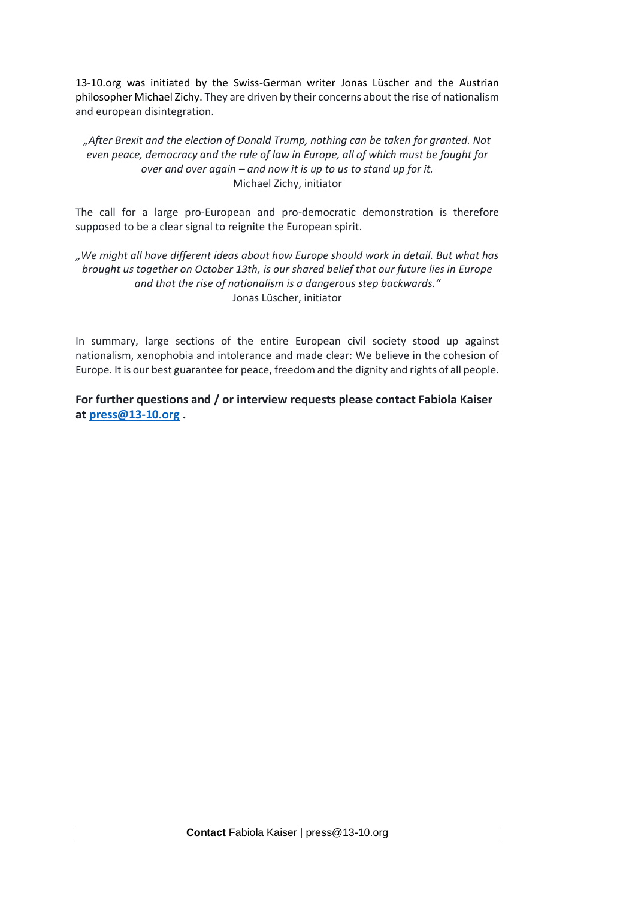13-10.org was initiated by the Swiss-German writer Jonas Lüscher and the Austrian philosopher Michael Zichy. They are driven by their concerns about the rise of nationalism and european disintegration.

*„After Brexit and the election of Donald Trump, nothing can be taken for granted. Not even peace, democracy and the rule of law in Europe, all of which must be fought for over and over again – and now it is up to us to stand up for it.*
Michael Zichy, initiator

The call for a large pro-European and pro-democratic demonstration is therefore supposed to be a clear signal to reignite the European spirit.

*„We might all have different ideas about how Europe should work in detail. But what has brought us together on October 13th, is our shared belief that our future lies in Europe and that the rise of nationalism is a dangerous step backwards."*
Jonas Lüscher, initiator

In summary, large sections of the entire European civil society stood up against nationalism, xenophobia and intolerance and made clear: We believe in the cohesion of Europe. It is our best guarantee for peace, freedom and the dignity and rights of all people.

**For further questions and / or interview requests please contact Fabiola Kaiser at [press@13-10.org](mailto:press@13-10.org) .**

**Contact** Fabiola Kaiser | press@13-10.org